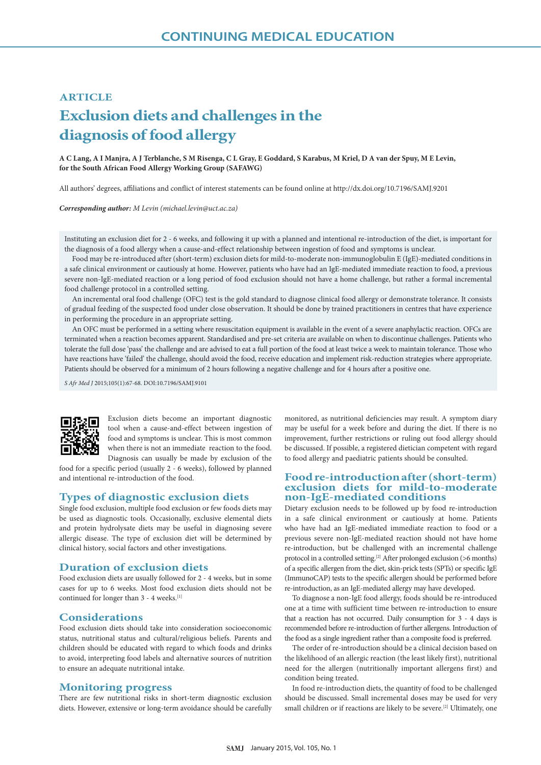# ARTICLE

# Exclusion diets and challenges in the diagnosis of food allergy

**A C Lang, A I Manjra, A J Terblanche, S M Risenga, C L Gray, E Goddard, S Karabus, M Kriel, D A van der Spuy, M E Levin, for the South African Food Allergy Working Group (SAFAWG)**

All authors' degrees, affiliations and conflict of interest statements can be found online at http://dx.doi.org/10.7196/SAMJ.9201

***Corresponding author:** M Levin (michael.levin@uct.ac.za)*

Instituting an exclusion diet for 2 - 6 weeks, and following it up with a planned and intentional re-introduction of the diet, is important for the diagnosis of a food allergy when a cause-and-effect relationship between ingestion of food and symptoms is unclear.

Food may be re-introduced after (short-term) exclusion diets for mild-to-moderate non-immunoglobulin E (IgE)-mediated conditions in a safe clinical environment or cautiously at home. However, patients who have had an IgE-mediated immediate reaction to food, a previous severe non-IgE-mediated reaction or a long period of food exclusion should not have a home challenge, but rather a formal incremental food challenge protocol in a controlled setting.

An incremental oral food challenge (OFC) test is the gold standard to diagnose clinical food allergy or demonstrate tolerance. It consists of gradual feeding of the suspected food under close observation. It should be done by trained practitioners in centres that have experience in performing the procedure in an appropriate setting.

An OFC must be performed in a setting where resuscitation equipment is available in the event of a severe anaphylactic reaction. OFCs are terminated when a reaction becomes apparent. Standardised and pre-set criteria are available on when to discontinue challenges. Patients who tolerate the full dose 'pass' the challenge and are advised to eat a full portion of the food at least twice a week to maintain tolerance. Those who have reactions have 'failed' the challenge, should avoid the food, receive education and implement risk-reduction strategies where appropriate. Patients should be observed for a minimum of 2 hours following a negative challenge and for 4 hours after a positive one.

*S Afr Med J* 2015;105(1):67-68. DOI:10.7196/SAMJ.9101

Exclusion diets become an important diagnostic tool when a cause-and-effect between ingestion of food and symptoms is unclear. This is most common when there is not an immediate reaction to the food. Diagnosis can usually be made by exclusion of the food for a specific period (usually 2 - 6 weeks), followed by planned and intentional re-introduction of the food.

## Types of diagnostic exclusion diets

Single food exclusion, multiple food exclusion or few foods diets may be used as diagnostic tools. Occasionally, exclusive elemental diets and protein hydrolysate diets may be useful in diagnosing severe allergic disease. The type of exclusion diet will be determined by clinical history, social factors and other investigations.

## Duration of exclusion diets

Food exclusion diets are usually followed for 2 - 4 weeks, but in some cases for up to 6 weeks. Most food exclusion diets should not be continued for longer than 3 - 4 weeks.[1]

## Considerations

Food exclusion diets should take into consideration socioeconomic status, nutritional status and cultural/religious beliefs. Parents and children should be educated with regard to which foods and drinks to avoid, interpreting food labels and alternative sources of nutrition to ensure an adequate nutritional intake.

## Monitoring progress

There are few nutritional risks in short-term diagnostic exclusion diets. However, extensive or long-term avoidance should be carefully monitored, as nutritional deficiencies may result. A symptom diary may be useful for a week before and during the diet. If there is no improvement, further restrictions or ruling out food allergy should be discussed. If possible, a registered dietician competent with regard to food allergy and paediatric patients should be consulted.

## Food re-introduction after (short-term) exclusion diets for mild-to-moderate non-IgE-mediated conditions

Dietary exclusion needs to be followed up by food re-introduction in a safe clinical environment or cautiously at home. Patients who have had an IgE-mediated immediate reaction to food or a previous severe non-IgE-mediated reaction should not have home re-introduction, but be challenged with an incremental challenge protocol in a controlled setting.[2] After prolonged exclusion (>6 months) of a specific allergen from the diet, skin-prick tests (SPTs) or specific IgE (ImmunoCAP) tests to the specific allergen should be performed before re-introduction, as an IgE-mediated allergy may have developed.

To diagnose a non-IgE food allergy, foods should be re-introduced one at a time with sufficient time between re-introduction to ensure that a reaction has not occurred. Daily consumption for 3 - 4 days is recommended before re-introduction of further allergens. Introduction of the food as a single ingredient rather than a composite food is preferred.

The order of re-introduction should be a clinical decision based on the likelihood of an allergic reaction (the least likely first), nutritional need for the allergen (nutritionally important allergens first) and condition being treated.

In food re-introduction diets, the quantity of food to be challenged should be discussed. Small incremental doses may be used for very small children or if reactions are likely to be severe.[2] Ultimately, one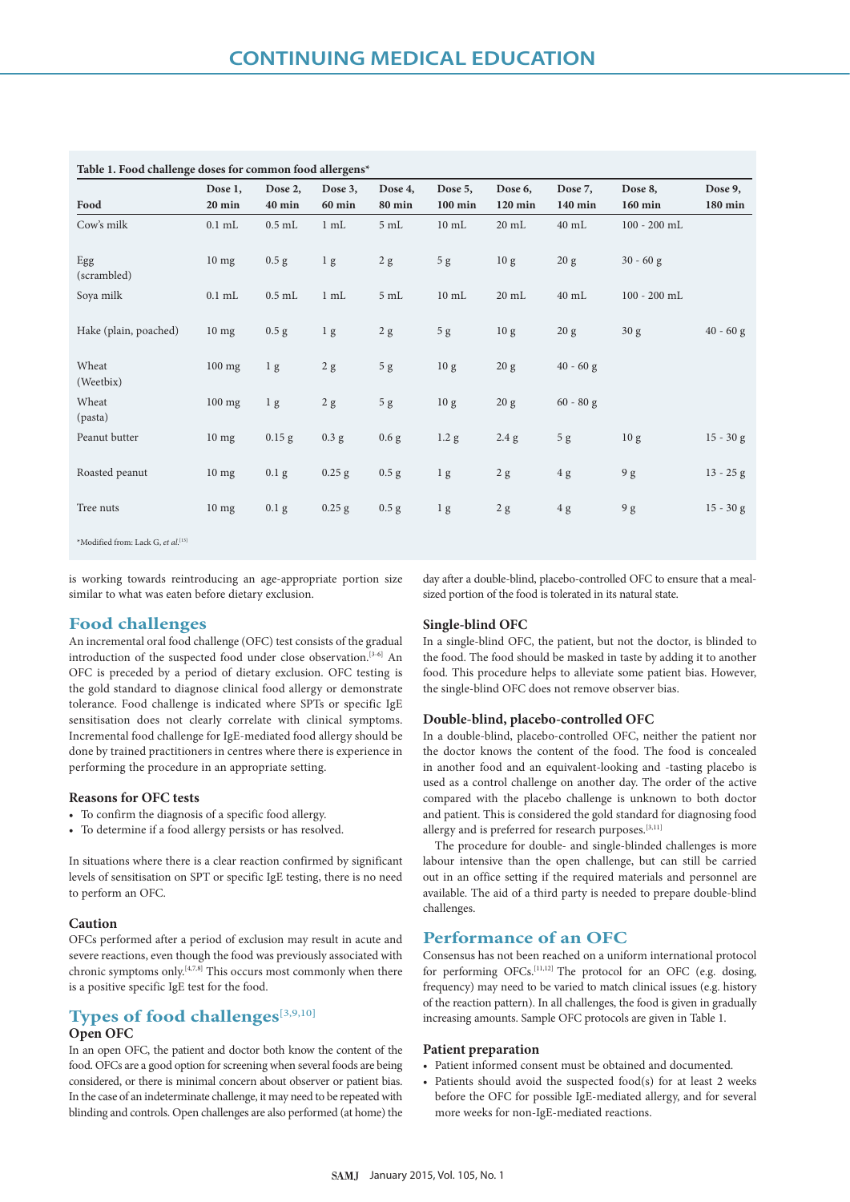**Table 1. Food challenge doses for common food allergens***

| Food | Dose 1, 20 min | Dose 2, 40 min | Dose 3, 60 min | Dose 4, 80 min | Dose 5, 100 min | Dose 6, 120 min | Dose 7, 140 min | Dose 8, 160 min | Dose 9, 180 min |
|---|---|---|---|---|---|---|---|---|---|
| Cow's milk | 0.1 mL | 0.5 mL | 1 mL | 5 mL | 10 mL | 20 mL | 40 mL | 100 - 200 mL | |
| Egg (scrambled) | 10 mg | 0.5 g | 1 g | 2 g | 5 g | 10 g | 20 g | 30 - 60 g | |
| Soya milk | 0.1 mL | 0.5 mL | 1 mL | 5 mL | 10 mL | 20 mL | 40 mL | 100 - 200 mL | |
| Hake (plain, poached) | 10 mg | 0.5 g | 1 g | 2 g | 5 g | 10 g | 20 g | 30 g | 40 - 60 g |
| Wheat (Weetbix) | 100 mg | 1 g | 2 g | 5 g | 10 g | 20 g | 40 - 60 g | | |
| Wheat (pasta) | 100 mg | 1 g | 2 g | 5 g | 10 g | 20 g | 60 - 80 g | | |
| Peanut butter | 10 mg | 0.15 g | 0.3 g | 0.6 g | 1.2 g | 2.4 g | 5 g | 10 g | 15 - 30 g |
| Roasted peanut | 10 mg | 0.1 g | 0.25 g | 0.5 g | 1 g | 2 g | 4 g | 9 g | 13 - 25 g |
| Tree nuts | 10 mg | 0.1 g | 0.25 g | 0.5 g | 1 g | 2 g | 4 g | 9 g | 15 - 30 g |

*Modified from: Lack G, *et al.*[13]

is working towards reintroducing an age-appropriate portion size similar to what was eaten before dietary exclusion.

## Food challenges

An incremental oral food challenge (OFC) test consists of the gradual introduction of the suspected food under close observation.[3-6] An OFC is preceded by a period of dietary exclusion. OFC testing is the gold standard to diagnose clinical food allergy or demonstrate tolerance. Food challenge is indicated where SPTs or specific IgE sensitisation does not clearly correlate with clinical symptoms. Incremental food challenge for IgE-mediated food allergy should be done by trained practitioners in centres where there is experience in performing the procedure in an appropriate setting.

### Reasons for OFC tests

- To confirm the diagnosis of a specific food allergy.
- To determine if a food allergy persists or has resolved.

In situations where there is a clear reaction confirmed by significant levels of sensitisation on SPT or specific IgE testing, there is no need to perform an OFC.

### Caution

OFCs performed after a period of exclusion may result in acute and severe reactions, even though the food was previously associated with chronic symptoms only.[4,7,8] This occurs most commonly when there is a positive specific IgE test for the food.

## Types of food challenges[3,9,10]

### Open OFC

In an open OFC, the patient and doctor both know the content of the food. OFCs are a good option for screening when several foods are being considered, or there is minimal concern about observer or patient bias. In the case of an indeterminate challenge, it may need to be repeated with blinding and controls. Open challenges are also performed (at home) the day after a double-blind, placebo-controlled OFC to ensure that a meal-sized portion of the food is tolerated in its natural state.

### Single-blind OFC

In a single-blind OFC, the patient, but not the doctor, is blinded to the food. The food should be masked in taste by adding it to another food. This procedure helps to alleviate some patient bias. However, the single-blind OFC does not remove observer bias.

### Double-blind, placebo-controlled OFC

In a double-blind, placebo-controlled OFC, neither the patient nor the doctor knows the content of the food. The food is concealed in another food and an equivalent-looking and -tasting placebo is used as a control challenge on another day. The order of the active compared with the placebo challenge is unknown to both doctor and patient. This is considered the gold standard for diagnosing food allergy and is preferred for research purposes.[3,11]

The procedure for double- and single-blinded challenges is more labour intensive than the open challenge, but can still be carried out in an office setting if the required materials and personnel are available. The aid of a third party is needed to prepare double-blind challenges.

## Performance of an OFC

Consensus has not been reached on a uniform international protocol for performing OFCs.[11,12] The protocol for an OFC (e.g. dosing, frequency) may need to be varied to match clinical issues (e.g. history of the reaction pattern). In all challenges, the food is given in gradually increasing amounts. Sample OFC protocols are given in Table 1.

### Patient preparation

- Patient informed consent must be obtained and documented.
- Patients should avoid the suspected food(s) for at least 2 weeks before the OFC for possible IgE-mediated allergy, and for several more weeks for non-IgE-mediated reactions.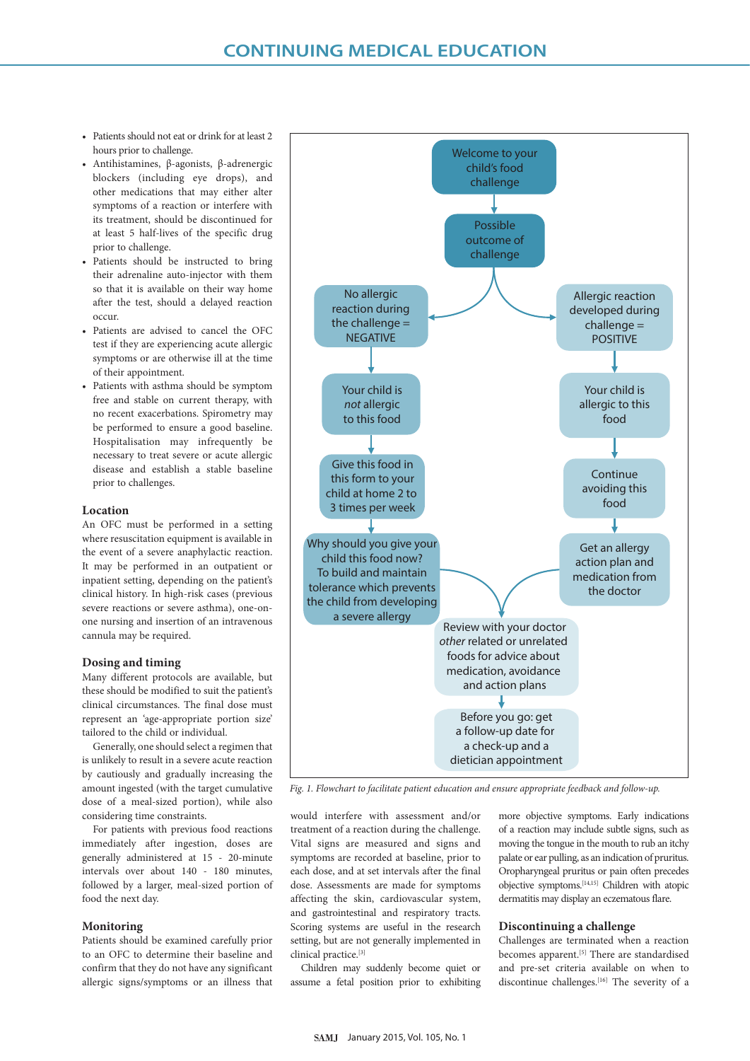- Patients should not eat or drink for at least 2 hours prior to challenge.
- Antihistamines, β-agonists, β-adrenergic blockers (including eye drops), and other medications that may either alter symptoms of a reaction or interfere with its treatment, should be discontinued for at least 5 half-lives of the specific drug prior to challenge.
- Patients should be instructed to bring their adrenaline auto-injector with them so that it is available on their way home after the test, should a delayed reaction occur.
- Patients are advised to cancel the OFC test if they are experiencing acute allergic symptoms or are otherwise ill at the time of their appointment.
- Patients with asthma should be symptom free and stable on current therapy, with no recent exacerbations. Spirometry may be performed to ensure a good baseline. Hospitalisation may infrequently be necessary to treat severe or acute allergic disease and establish a stable baseline prior to challenges.

### Location

An OFC must be performed in a setting where resuscitation equipment is available in the event of a severe anaphylactic reaction. It may be performed in an outpatient or inpatient setting, depending on the patient's clinical history. In high-risk cases (previous severe reactions or severe asthma), one-on-one nursing and insertion of an intravenous cannula may be required.

### Dosing and timing

Many different protocols are available, but these should be modified to suit the patient's clinical circumstances. The final dose must represent an 'age-appropriate portion size' tailored to the child or individual.

Generally, one should select a regimen that is unlikely to result in a severe acute reaction by cautiously and gradually increasing the amount ingested (with the target cumulative dose of a meal-sized portion), while also considering time constraints.

For patients with previous food reactions immediately after ingestion, doses are generally administered at 15 - 20-minute intervals over about 140 - 180 minutes, followed by a larger, meal-sized portion of food the next day.

### Monitoring

Patients should be examined carefully prior to an OFC to determine their baseline and confirm that they do not have any significant allergic signs/symptoms or an illness that would interfere with assessment and/or treatment of a reaction during the challenge. Vital signs are measured and signs and symptoms are recorded at baseline, prior to each dose, and at set intervals after the final dose. Assessments are made for symptoms affecting the skin, cardiovascular system, and gastrointestinal and respiratory tracts. Scoring systems are useful in the research setting, but are not generally implemented in clinical practice.[3]

Children may suddenly become quiet or assume a fetal position prior to exhibiting more objective symptoms. Early indications of a reaction may include subtle signs, such as moving the tongue in the mouth to rub an itchy palate or ear pulling, as an indication of pruritus. Oropharyngeal pruritus or pain often precedes objective symptoms.[14,15] Children with atopic dermatitis may display an eczematous flare.

### Discontinuing a challenge

Challenges are terminated when a reaction becomes apparent.[5] There are standardised and pre-set criteria available on when to discontinue challenges.[16] The severity of a

---

Welcome to your child's food challenge
→ Possible outcome of challenge

- No allergic reaction during the challenge = NEGATIVE
  → Your child is *not* allergic to this food
  → Give this food in this form to your child at home 2 to 3 times per week
  → Why should you give your child this food now? To build and maintain tolerance which prevents the child from developing a severe allergy
- Allergic reaction developed during challenge = POSITIVE
  → Your child is allergic to this food
  → Continue avoiding this food
  → Get an allergy action plan and medication from the doctor

→ Review with your doctor *other* related or unrelated foods for advice about medication, avoidance and action plans
→ Before you go: get a follow-up date for a check-up and a dietician appointment

*Fig. 1. Flowchart to facilitate patient education and ensure appropriate feedback and follow-up.*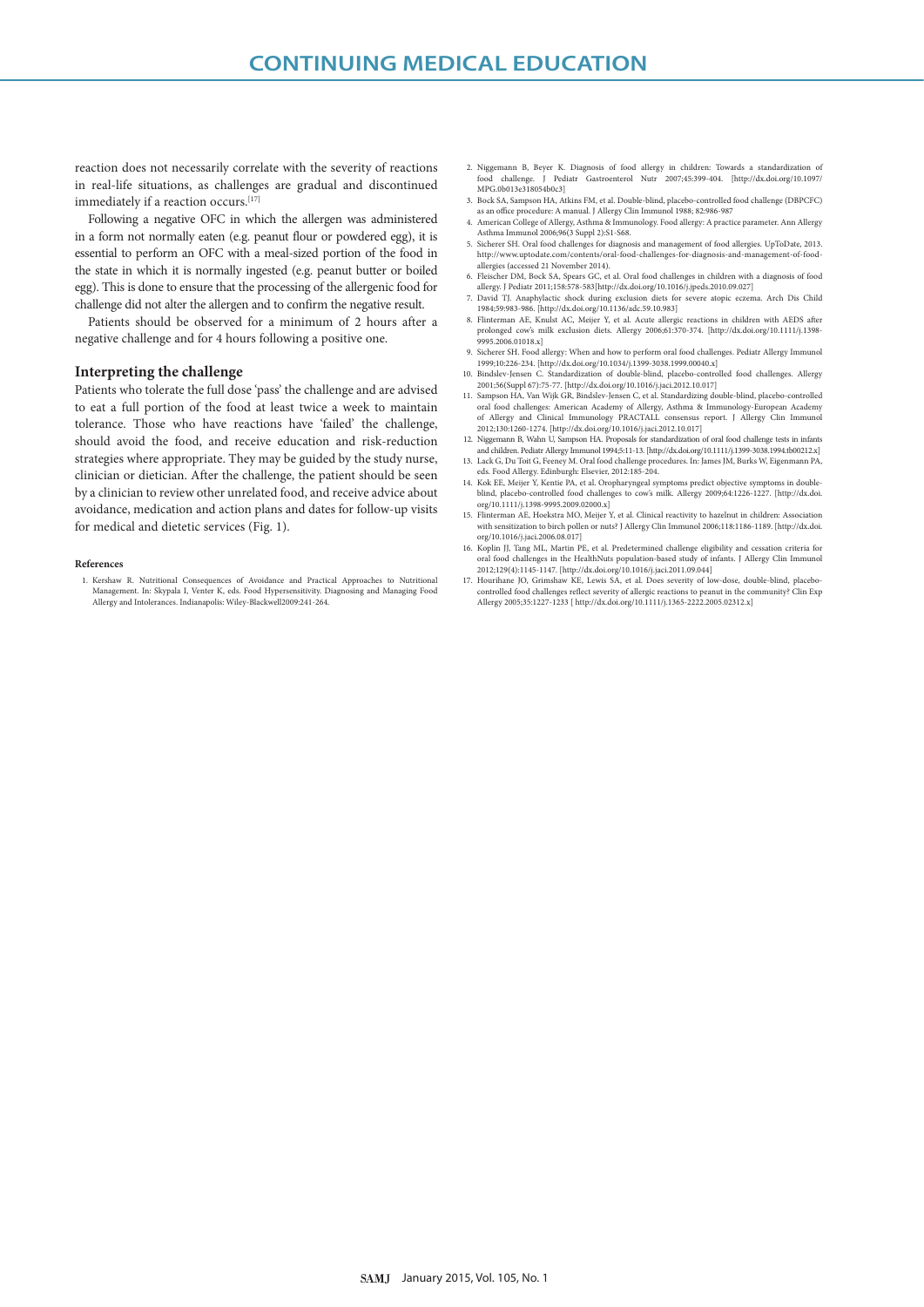reaction does not necessarily correlate with the severity of reactions in real-life situations, as challenges are gradual and discontinued immediately if a reaction occurs.[17]

Following a negative OFC in which the allergen was administered in a form not normally eaten (e.g. peanut flour or powdered egg), it is essential to perform an OFC with a meal-sized portion of the food in the state in which it is normally ingested (e.g. peanut butter or boiled egg). This is done to ensure that the processing of the allergenic food for challenge did not alter the allergen and to confirm the negative result.

Patients should be observed for a minimum of 2 hours after a negative challenge and for 4 hours following a positive one.

### Interpreting the challenge

Patients who tolerate the full dose 'pass' the challenge and are advised to eat a full portion of the food at least twice a week to maintain tolerance. Those who have reactions have 'failed' the challenge, should avoid the food, and receive education and risk-reduction strategies where appropriate. They may be guided by the study nurse, clinician or dietician. After the challenge, the patient should be seen by a clinician to review other unrelated food, and receive advice about avoidance, medication and action plans and dates for follow-up visits for medical and dietetic services (Fig. 1).

#### References

1. Kershaw R. Nutritional Consequences of Avoidance and Practical Approaches to Nutritional Management. In: Skypala I, Venter K, eds. Food Hypersensitivity. Diagnosing and Managing Food Allergy and Intolerances. Indianapolis: Wiley-Blackwell2009:241-264.
2. Niggemann B, Beyer K. Diagnosis of food allergy in children: Towards a standardization of food challenge. J Pediatr Gastroenterol Nutr 2007;45:399-404. [http://dx.doi.org/10.1097/MPG.0b013e318054b0c3]
3. Bock SA, Sampson HA, Atkins FM, et al. Double-blind, placebo-controlled food challenge (DBPCFC) as an office procedure: A manual. J Allergy Clin Immunol 1988; 82:986-987
4. American College of Allergy, Asthma & Immunology. Food allergy: A practice parameter. Ann Allergy Asthma Immunol 2006;96(3 Suppl 2):S1-S68.
5. Sicherer SH. Oral food challenges for diagnosis and management of food allergies. UpToDate, 2013. http://www.uptodate.com/contents/oral-food-challenges-for-diagnosis-and-management-of-food-allergies (accessed 21 November 2014).
6. Fleischer DM, Bock SA, Spears GC, et al. Oral food challenges in children with a diagnosis of food allergy. J Pediatr 2011;158:578-583[http://dx.doi.org/10.1016/j.jpeds.2010.09.027]
7. David TJ. Anaphylactic shock during exclusion diets for severe atopic eczema. Arch Dis Child 1984;59:983-986. [http://dx.doi.org/10.1136/adc.59.10.983]
8. Flinterman AE, Knulst AC, Meijer Y, et al. Acute allergic reactions in children with AEDS after prolonged cow's milk exclusion diets. Allergy 2006;61:370-374. [http://dx.doi.org/10.1111/j.1398-9995.2006.01018.x]
9. Sicherer SH. Food allergy: When and how to perform oral food challenges. Pediatr Allergy Immunol 1999;10:226-234. [http://dx.doi.org/10.1034/j.1399-3038.1999.00040.x]
10. Bindslev-Jensen C. Standardization of double-blind, placebo-controlled food challenges. Allergy 2001;56(Suppl 67):75-77. [http://dx.doi.org/10.1016/j.jaci.2012.10.017]
11. Sampson HA, Van Wijk GR, Bindslev-Jensen C, et al. Standardizing double-blind, placebo-controlled oral food challenges: American Academy of Allergy, Asthma & Immunology-European Academy of Allergy and Clinical Immunology PRACTALL consensus report. J Allergy Clin Immunol 2012;130:1260-1274. [http://dx.doi.org/10.1016/j.jaci.2012.10.017]
12. Niggemann B, Wahn U, Sampson HA. Proposals for standardization of oral food challenge tests in infants and children. Pediatr Allergy Immunol 1994;5:11-13. [http://dx.doi.org/10.1111/j.1399-3038.1994.tb00212.x]
13. Lack G, Du Toit G, Feeney M. Oral food challenge procedures. In: James JM, Burks W, Eigenmann PA, eds. Food Allergy. Edinburgh: Elsevier, 2012:185-204.
14. Kok EE, Meijer Y, Kentie PA, et al. Oropharyngeal symptoms predict objective symptoms in double-blind, placebo-controlled food challenges to cow's milk. Allergy 2009;64:1226-1227. [http://dx.doi.org/10.1111/j.1398-9995.2009.02000.x]
15. Flinterman AE, Hoekstra MO, Meijer Y, et al. Clinical reactivity to hazelnut in children: Association with sensitization to birch pollen or nuts? J Allergy Clin Immunol 2006;118:1186-1189. [http://dx.doi.org/10.1016/j.jaci.2006.08.017]
16. Koplin JJ, Tang ML, Martin PE, et al. Predetermined challenge eligibility and cessation criteria for oral food challenges in the HealthNuts population-based study of infants. J Allergy Clin Immunol 2012;129(4):1145-1147. [http://dx.doi.org/10.1016/j.jaci.2011.09.044]
17. Hourihane JO, Grimshaw KE, Lewis SA, et al. Does severity of low-dose, double-blind, placebo-controlled food challenges reflect severity of allergic reactions to peanut in the community? Clin Exp Allergy 2005;35:1227-1233 [ http://dx.doi.org/10.1111/j.1365-2222.2005.02312.x]